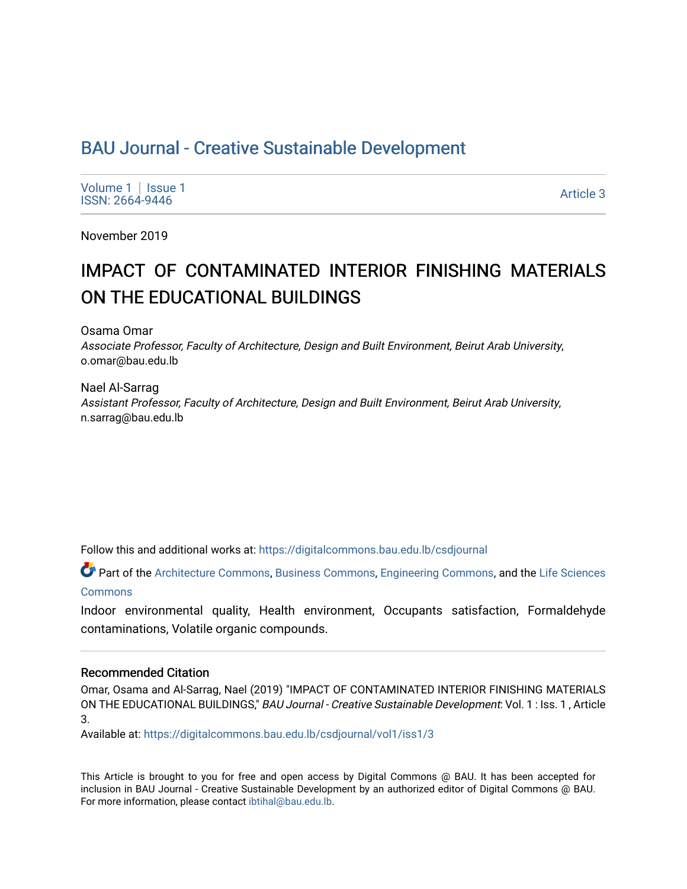# BAU Journal - Creative Sustainable Development

Volume 1 | Issue 1
ISSN: 2664-9446

Article 3

November 2019

## IMPACT OF CONTAMINATED INTERIOR FINISHING MATERIALS ON THE EDUCATIONAL BUILDINGS

Osama Omar
*Associate Professor, Faculty of Architecture, Design and Built Environment, Beirut Arab University*, o.omar@bau.edu.lb

Nael Al-Sarrag
*Assistant Professor, Faculty of Architecture, Design and Built Environment, Beirut Arab University*, n.sarrag@bau.edu.lb

Follow this and additional works at: https://digitalcommons.bau.edu.lb/csdjournal

Part of the Architecture Commons, Business Commons, Engineering Commons, and the Life Sciences Commons

Indoor environmental quality, Health environment, Occupants satisfaction, Formaldehyde contaminations, Volatile organic compounds.

### Recommended Citation

Omar, Osama and Al-Sarrag, Nael (2019) "IMPACT OF CONTAMINATED INTERIOR FINISHING MATERIALS ON THE EDUCATIONAL BUILDINGS," *BAU Journal - Creative Sustainable Development*: Vol. 1 : Iss. 1 , Article 3.
Available at: https://digitalcommons.bau.edu.lb/csdjournal/vol1/iss1/3

This Article is brought to you for free and open access by Digital Commons @ BAU. It has been accepted for inclusion in BAU Journal - Creative Sustainable Development by an authorized editor of Digital Commons @ BAU. For more information, please contact ibtihal@bau.edu.lb.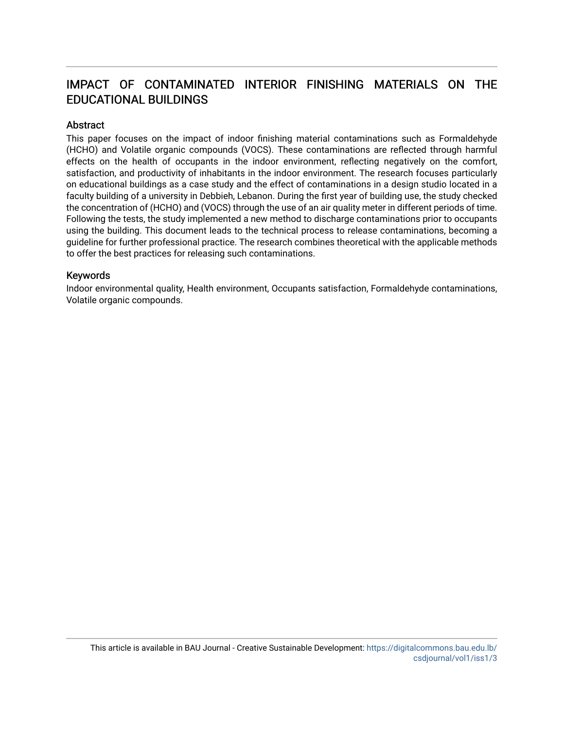# IMPACT OF CONTAMINATED INTERIOR FINISHING MATERIALS ON THE EDUCATIONAL BUILDINGS

## Abstract

This paper focuses on the impact of indoor finishing material contaminations such as Formaldehyde (HCHO) and Volatile organic compounds (VOCS). These contaminations are reflected through harmful effects on the health of occupants in the indoor environment, reflecting negatively on the comfort, satisfaction, and productivity of inhabitants in the indoor environment. The research focuses particularly on educational buildings as a case study and the effect of contaminations in a design studio located in a faculty building of a university in Debbieh, Lebanon. During the first year of building use, the study checked the concentration of (HCHO) and (VOCS) through the use of an air quality meter in different periods of time. Following the tests, the study implemented a new method to discharge contaminations prior to occupants using the building. This document leads to the technical process to release contaminations, becoming a guideline for further professional practice. The research combines theoretical with the applicable methods to offer the best practices for releasing such contaminations.

## Keywords

Indoor environmental quality, Health environment, Occupants satisfaction, Formaldehyde contaminations, Volatile organic compounds.

This article is available in BAU Journal - Creative Sustainable Development: https://digitalcommons.bau.edu.lb/csdjournal/vol1/iss1/3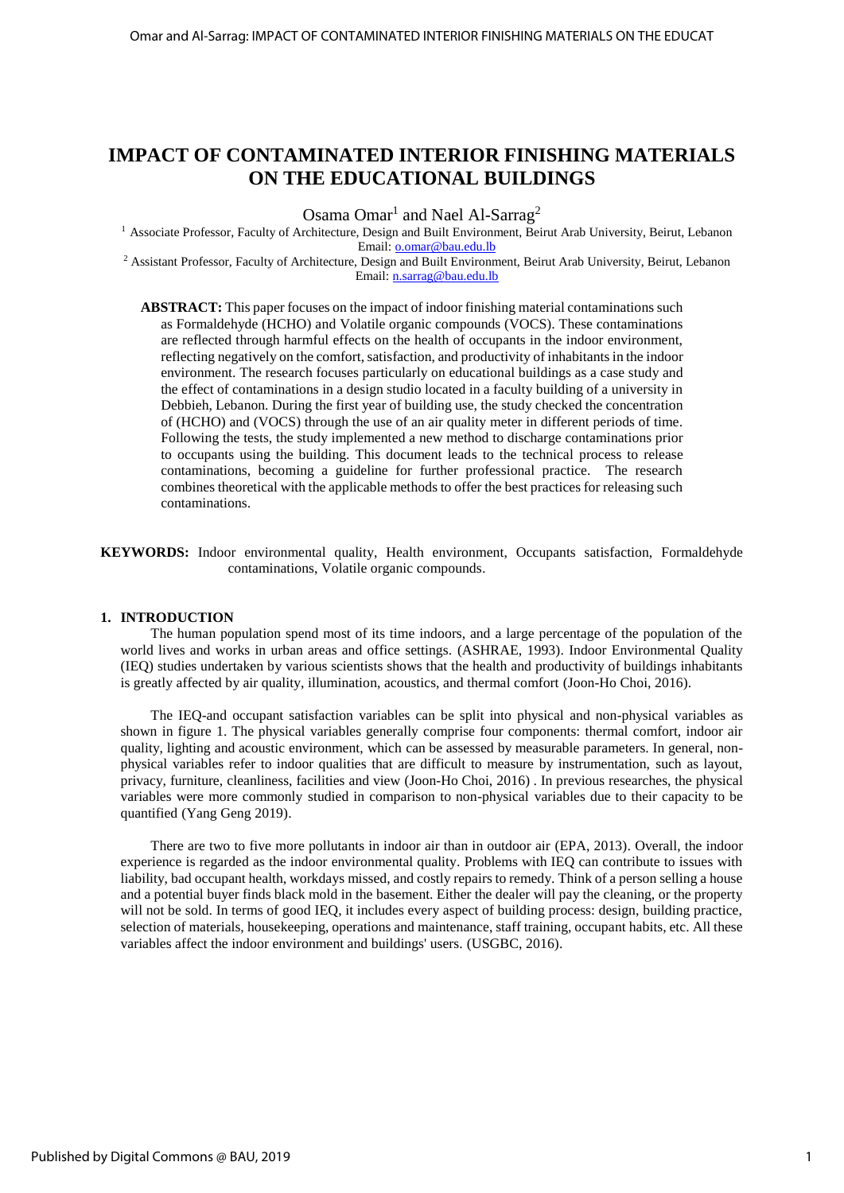# IMPACT OF CONTAMINATED INTERIOR FINISHING MATERIALS ON THE EDUCATIONAL BUILDINGS

Osama Omar[1] and Nael Al-Sarrag[2]

[1] Associate Professor, Faculty of Architecture, Design and Built Environment, Beirut Arab University, Beirut, Lebanon
Email: o.omar@bau.edu.lb

[2] Assistant Professor, Faculty of Architecture, Design and Built Environment, Beirut Arab University, Beirut, Lebanon
Email: n.sarrag@bau.edu.lb

**ABSTRACT:** This paper focuses on the impact of indoor finishing material contaminations such as Formaldehyde (HCHO) and Volatile organic compounds (VOCS). These contaminations are reflected through harmful effects on the health of occupants in the indoor environment, reflecting negatively on the comfort, satisfaction, and productivity of inhabitants in the indoor environment. The research focuses particularly on educational buildings as a case study and the effect of contaminations in a design studio located in a faculty building of a university in Debbieh, Lebanon. During the first year of building use, the study checked the concentration of (HCHO) and (VOCS) through the use of an air quality meter in different periods of time. Following the tests, the study implemented a new method to discharge contaminations prior to occupants using the building. This document leads to the technical process to release contaminations, becoming a guideline for further professional practice. The research combines theoretical with the applicable methods to offer the best practices for releasing such contaminations.

**KEYWORDS:** Indoor environmental quality, Health environment, Occupants satisfaction, Formaldehyde contaminations, Volatile organic compounds.

## 1. INTRODUCTION

The human population spend most of its time indoors, and a large percentage of the population of the world lives and works in urban areas and office settings. (ASHRAE, 1993). Indoor Environmental Quality (IEQ) studies undertaken by various scientists shows that the health and productivity of buildings inhabitants is greatly affected by air quality, illumination, acoustics, and thermal comfort (Joon-Ho Choi, 2016).

The IEQ-and occupant satisfaction variables can be split into physical and non-physical variables as shown in figure 1. The physical variables generally comprise four components: thermal comfort, indoor air quality, lighting and acoustic environment, which can be assessed by measurable parameters. In general, non-physical variables refer to indoor qualities that are difficult to measure by instrumentation, such as layout, privacy, furniture, cleanliness, facilities and view (Joon-Ho Choi, 2016) . In previous researches, the physical variables were more commonly studied in comparison to non-physical variables due to their capacity to be quantified (Yang Geng 2019).

There are two to five more pollutants in indoor air than in outdoor air (EPA, 2013). Overall, the indoor experience is regarded as the indoor environmental quality. Problems with IEQ can contribute to issues with liability, bad occupant health, workdays missed, and costly repairs to remedy. Think of a person selling a house and a potential buyer finds black mold in the basement. Either the dealer will pay the cleaning, or the property will not be sold. In terms of good IEQ, it includes every aspect of building process: design, building practice, selection of materials, housekeeping, operations and maintenance, staff training, occupant habits, etc. All these variables affect the indoor environment and buildings' users. (USGBC, 2016).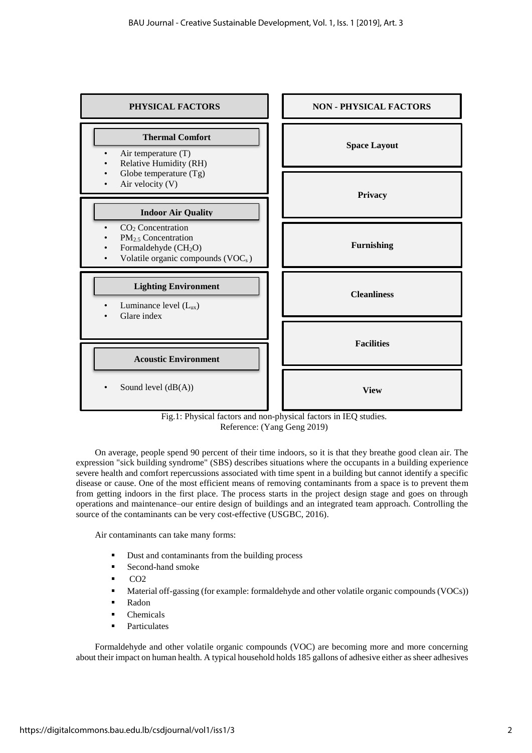| PHYSICAL FACTORS | NON - PHYSICAL FACTORS |
|---|---|
| **Thermal Comfort**<br>• Air temperature (T)<br>• Relative Humidity (RH)<br>• Globe temperature (Tg)<br>• Air velocity (V) | **Space Layout** |
| | **Privacy** |
| **Indoor Air Quality**<br>• $CO_2$ Concentration<br>• $PM_{2.5}$ Concentration<br>• Formaldehyde ($CH_2O$)<br>• Volatile organic compounds ($VOC_s$) | **Furnishing** |
| **Lighting Environment**<br>• Luminance level ($L_{ux}$)<br>• Glare index | **Cleanliness** |
| | **Facilities** |
| **Acoustic Environment**<br>• Sound level (dB(A)) | **View** |

Fig.1: Physical factors and non-physical factors in IEQ studies.
Reference: (Yang Geng 2019)

On average, people spend 90 percent of their time indoors, so it is that they breathe good clean air. The expression "sick building syndrome" (SBS) describes situations where the occupants in a building experience severe health and comfort repercussions associated with time spent in a building but cannot identify a specific disease or cause. One of the most efficient means of removing contaminants from a space is to prevent them from getting indoors in the first place. The process starts in the project design stage and goes on through operations and maintenance–our entire design of buildings and an integrated team approach. Controlling the source of the contaminants can be very cost-effective (USGBC, 2016).

Air contaminants can take many forms:

- Dust and contaminants from the building process
- Second-hand smoke
- CO2
- Material off-gassing (for example: formaldehyde and other volatile organic compounds (VOCs))
- Radon
- Chemicals
- Particulates

Formaldehyde and other volatile organic compounds (VOC) are becoming more and more concerning about their impact on human health. A typical household holds 185 gallons of adhesive either as sheer adhesives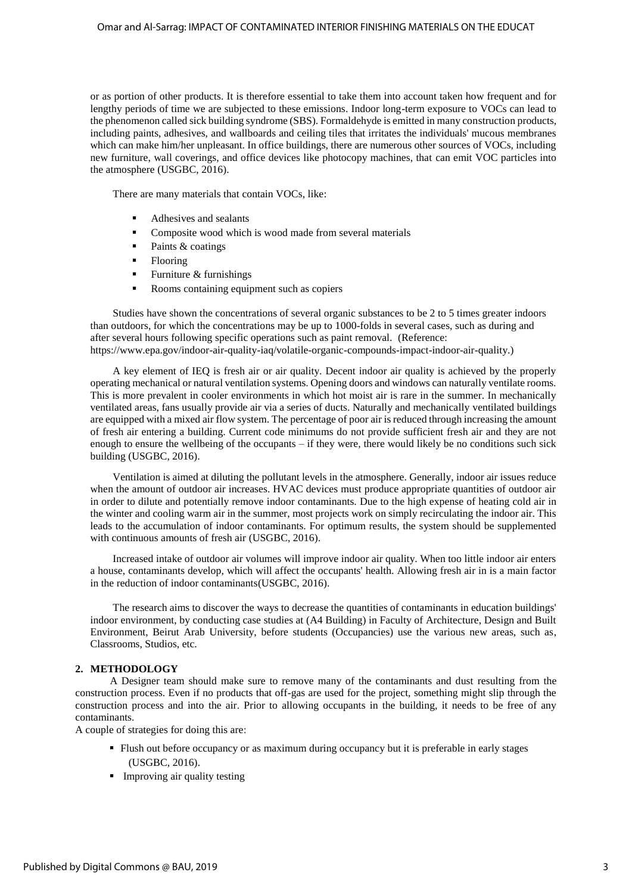or as portion of other products. It is therefore essential to take them into account taken how frequent and for lengthy periods of time we are subjected to these emissions. Indoor long-term exposure to VOCs can lead to the phenomenon called sick building syndrome (SBS). Formaldehyde is emitted in many construction products, including paints, adhesives, and wallboards and ceiling tiles that irritates the individuals' mucous membranes which can make him/her unpleasant. In office buildings, there are numerous other sources of VOCs, including new furniture, wall coverings, and office devices like photocopy machines, that can emit VOC particles into the atmosphere (USGBC, 2016).

There are many materials that contain VOCs, like:

- Adhesives and sealants
- Composite wood which is wood made from several materials
- Paints & coatings
- Flooring
- Furniture & furnishings
- Rooms containing equipment such as copiers

Studies have shown the concentrations of several organic substances to be 2 to 5 times greater indoors than outdoors, for which the concentrations may be up to 1000-folds in several cases, such as during and after several hours following specific operations such as paint removal. (Reference: https://www.epa.gov/indoor-air-quality-iaq/volatile-organic-compounds-impact-indoor-air-quality.)

A key element of IEQ is fresh air or air quality. Decent indoor air quality is achieved by the properly operating mechanical or natural ventilation systems. Opening doors and windows can naturally ventilate rooms. This is more prevalent in cooler environments in which hot moist air is rare in the summer. In mechanically ventilated areas, fans usually provide air via a series of ducts. Naturally and mechanically ventilated buildings are equipped with a mixed air flow system. The percentage of poor air is reduced through increasing the amount of fresh air entering a building. Current code minimums do not provide sufficient fresh air and they are not enough to ensure the wellbeing of the occupants – if they were, there would likely be no conditions such sick building (USGBC, 2016).

Ventilation is aimed at diluting the pollutant levels in the atmosphere. Generally, indoor air issues reduce when the amount of outdoor air increases. HVAC devices must produce appropriate quantities of outdoor air in order to dilute and potentially remove indoor contaminants. Due to the high expense of heating cold air in the winter and cooling warm air in the summer, most projects work on simply recirculating the indoor air. This leads to the accumulation of indoor contaminants. For optimum results, the system should be supplemented with continuous amounts of fresh air (USGBC, 2016).

Increased intake of outdoor air volumes will improve indoor air quality. When too little indoor air enters a house, contaminants develop, which will affect the occupants' health. Allowing fresh air in is a main factor in the reduction of indoor contaminants(USGBC, 2016).

The research aims to discover the ways to decrease the quantities of contaminants in education buildings' indoor environment, by conducting case studies at (A4 Building) in Faculty of Architecture, Design and Built Environment, Beirut Arab University, before students (Occupancies) use the various new areas, such as, Classrooms, Studios, etc.

## 2. METHODOLOGY

A Designer team should make sure to remove many of the contaminants and dust resulting from the construction process. Even if no products that off-gas are used for the project, something might slip through the construction process and into the air. Prior to allowing occupants in the building, it needs to be free of any contaminants.

A couple of strategies for doing this are:

- Flush out before occupancy or as maximum during occupancy but it is preferable in early stages (USGBC, 2016).
- Improving air quality testing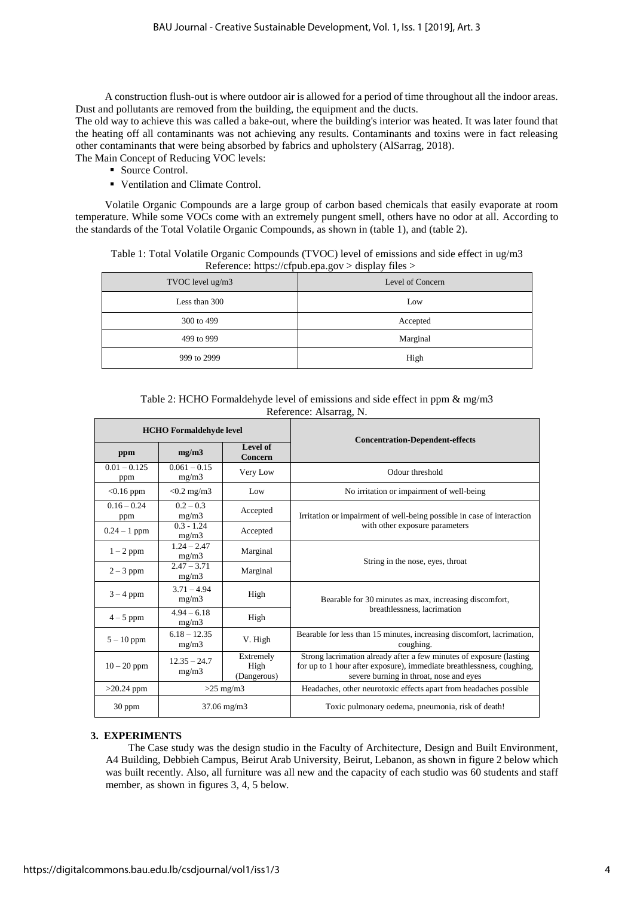A construction flush-out is where outdoor air is allowed for a period of time throughout all the indoor areas. Dust and pollutants are removed from the building, the equipment and the ducts.

The old way to achieve this was called a bake-out, where the building's interior was heated. It was later found that the heating off all contaminants was not achieving any results. Contaminants and toxins were in fact releasing other contaminants that were being absorbed by fabrics and upholstery (AlSarrag, 2018).

The Main Concept of Reducing VOC levels:

- Source Control.
- Ventilation and Climate Control.

Volatile Organic Compounds are a large group of carbon based chemicals that easily evaporate at room temperature. While some VOCs come with an extremely pungent smell, others have no odor at all. According to the standards of the Total Volatile Organic Compounds, as shown in (table 1), and (table 2).

Table 1: Total Volatile Organic Compounds (TVOC) level of emissions and side effect in ug/m3
Reference: https://cfpub.epa.gov > display files >

| TVOC level ug/m3 | Level of Concern |
|---|---|
| Less than 300 | Low |
| 300 to 499 | Accepted |
| 499 to 999 | Marginal |
| 999 to 2999 | High |

Table 2: HCHO Formaldehyde level of emissions and side effect in ppm & mg/m3
Reference: Alsarrag, N.

| **HCHO Formaldehyde level** | | | **Concentration-Dependent-effects** |
|---|---|---|---|
| **ppm** | **mg/m3** | **Level of Concern** | |
| 0.01 – 0.125 ppm | 0.061 – 0.15 mg/m3 | Very Low | Odour threshold |
| <0.16 ppm | <0.2 mg/m3 | Low | No irritation or impairment of well-being |
| 0.16 – 0.24 ppm | 0.2 – 0.3 mg/m3 | Accepted | Irritation or impairment of well-being possible in case of interaction with other exposure parameters |
| 0.24 – 1 ppm | 0.3 - 1.24 mg/m3 | Accepted | |
| 1 – 2 ppm | 1.24 – 2.47 mg/m3 | Marginal | String in the nose, eyes, throat |
| 2 – 3 ppm | 2.47 – 3.71 mg/m3 | Marginal | |
| 3 – 4 ppm | 3.71 – 4.94 mg/m3 | High | Bearable for 30 minutes as max, increasing discomfort, breathlessness, lacrimation |
| 4 – 5 ppm | 4.94 – 6.18 mg/m3 | High | |
| 5 – 10 ppm | 6.18 – 12.35 mg/m3 | V. High | Bearable for less than 15 minutes, increasing discomfort, lacrimation, coughing. |
| 10 – 20 ppm | 12.35 – 24.7 mg/m3 | Extremely High (Dangerous) | Strong lacrimation already after a few minutes of exposure (lasting for up to 1 hour after exposure), immediate breathlessness, coughing, severe burning in throat, nose and eyes |
| >20.24 ppm | >25 mg/m3 | | Headaches, other neurotoxic effects apart from headaches possible |
| 30 ppm | 37.06 mg/m3 | | Toxic pulmonary oedema, pneumonia, risk of death! |

## 3. EXPERIMENTS

The Case study was the design studio in the Faculty of Architecture, Design and Built Environment, A4 Building, Debbieh Campus, Beirut Arab University, Beirut, Lebanon, as shown in figure 2 below which was built recently. Also, all furniture was all new and the capacity of each studio was 60 students and staff member, as shown in figures 3, 4, 5 below.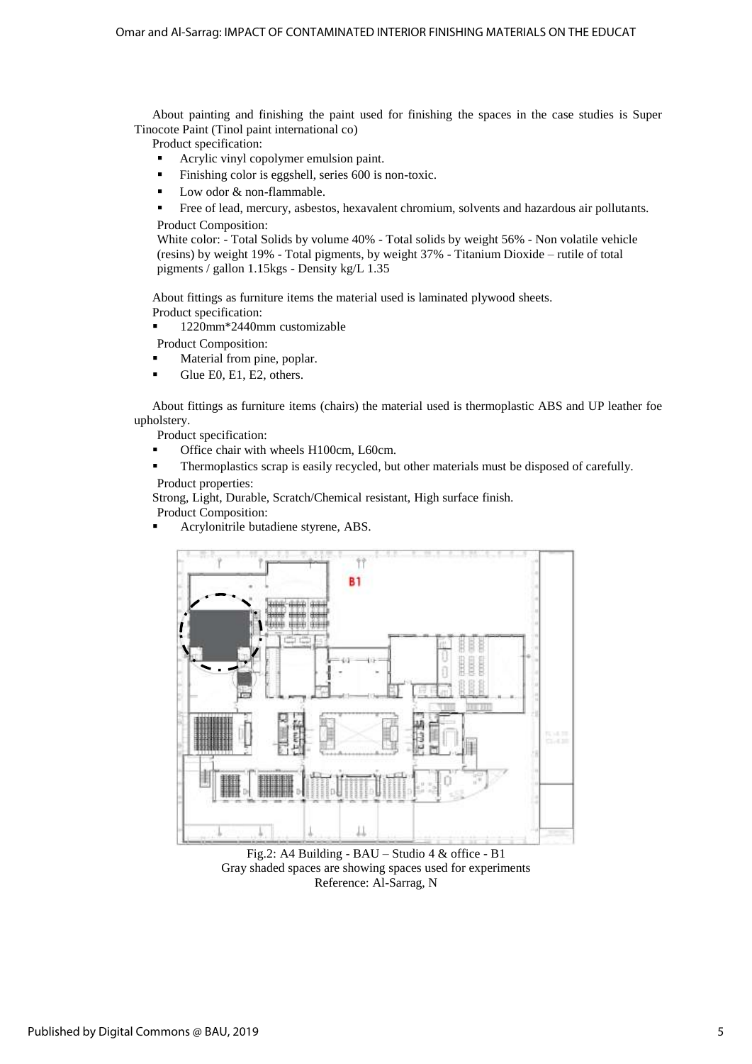About painting and finishing the paint used for finishing the spaces in the case studies is Super Tinocote Paint (Tinol paint international co)

Product specification:

- Acrylic vinyl copolymer emulsion paint.
- Finishing color is eggshell, series 600 is non-toxic.
- Low odor & non-flammable.
- Free of lead, mercury, asbestos, hexavalent chromium, solvents and hazardous air pollutants.

Product Composition:

White color: - Total Solids by volume 40% - Total solids by weight 56% - Non volatile vehicle (resins) by weight 19% - Total pigments, by weight 37% - Titanium Dioxide – rutile of total pigments / gallon 1.15kgs - Density kg/L 1.35

About fittings as furniture items the material used is laminated plywood sheets.

Product specification:

- 1220mm*2440mm customizable

Product Composition:

- Material from pine, poplar.
- Glue E0, E1, E2, others.

About fittings as furniture items (chairs) the material used is thermoplastic ABS and UP leather foe upholstery.

Product specification:

- Office chair with wheels H100cm, L60cm.
- Thermoplastics scrap is easily recycled, but other materials must be disposed of carefully.

Product properties:

Strong, Light, Durable, Scratch/Chemical resistant, High surface finish.

Product Composition:

- Acrylonitrile butadiene styrene, ABS.

Fig.2: A4 Building - BAU – Studio 4 & office - B1
Gray shaded spaces are showing spaces used for experiments
Reference: Al-Sarrag, N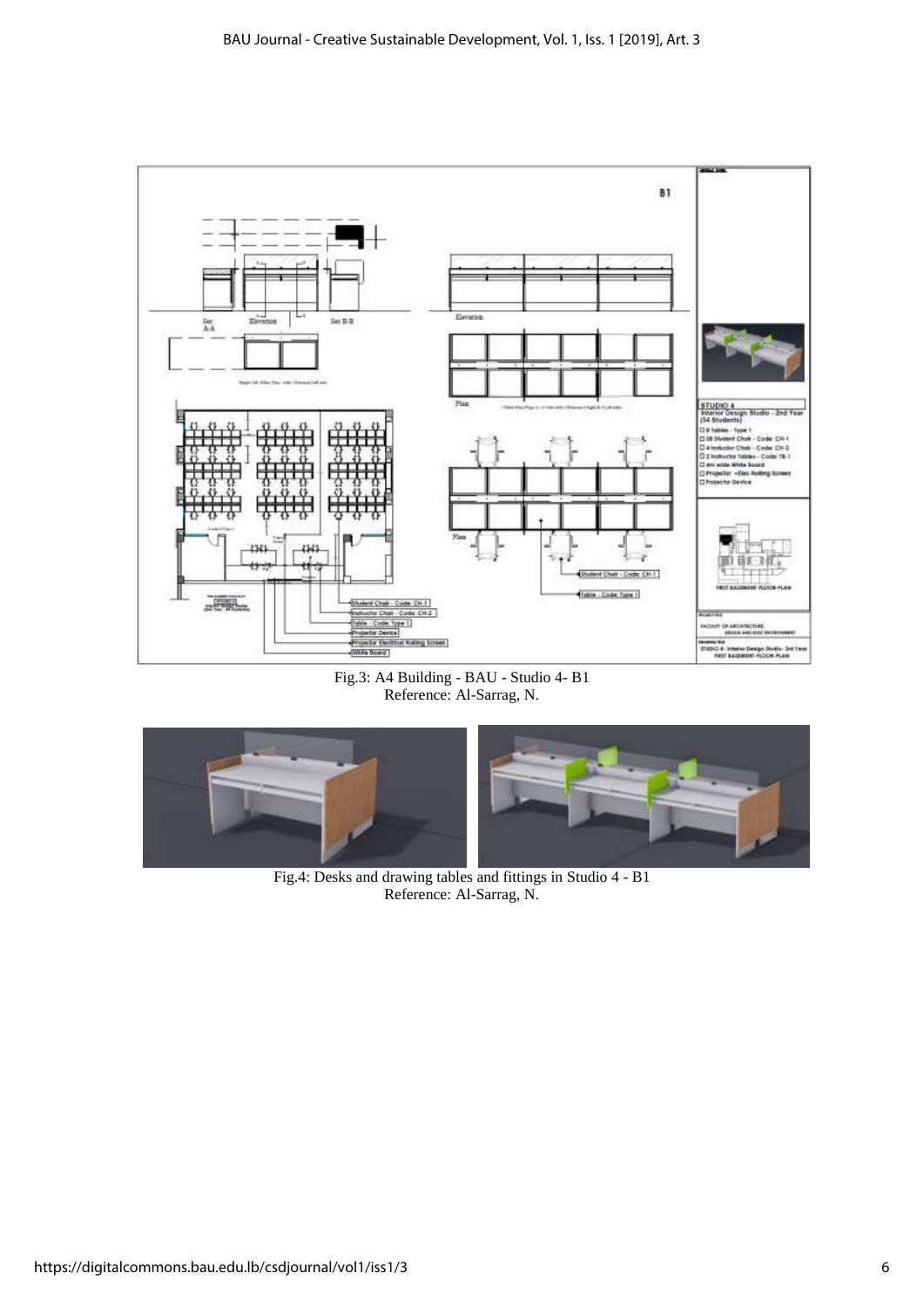Fig.3: A4 Building - BAU - Studio 4- B1
Reference: Al-Sarrag, N.

Fig.4: Desks and drawing tables and fittings in Studio 4 - B1
Reference: Al-Sarrag, N.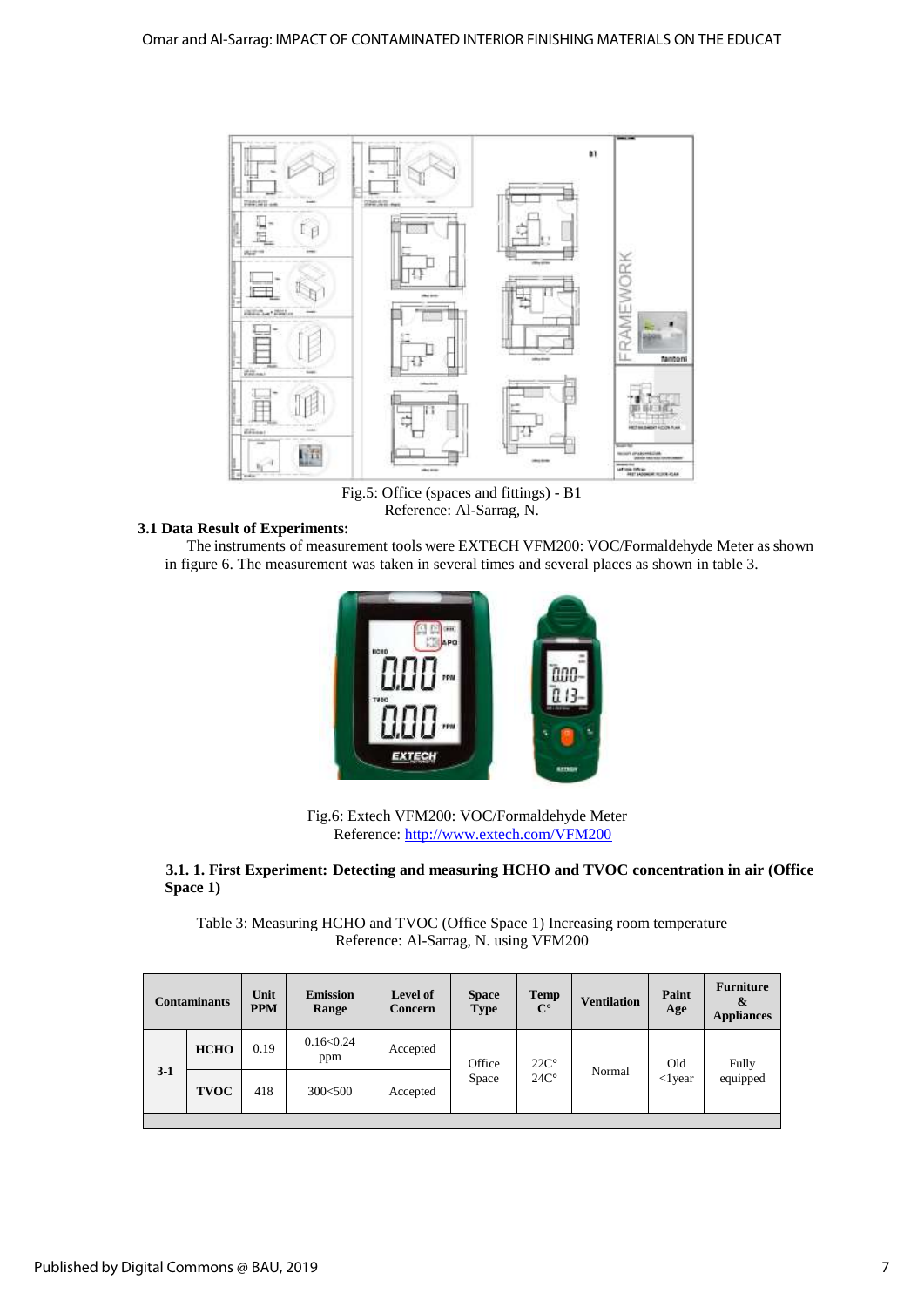Fig.5: Office (spaces and fittings) - B1
Reference: Al-Sarrag, N.

**3.1 Data Result of Experiments:**

The instruments of measurement tools were EXTECH VFM200: VOC/Formaldehyde Meter as shown in figure 6. The measurement was taken in several times and several places as shown in table 3.

Fig.6: Extech VFM200: VOC/Formaldehyde Meter
Reference: http://www.extech.com/VFM200

**3.1. 1. First Experiment: Detecting and measuring HCHO and TVOC concentration in air (Office Space 1)**

Table 3: Measuring HCHO and TVOC (Office Space 1) Increasing room temperature
Reference: Al-Sarrag, N. using VFM200

| Contaminants | | Unit PPM | Emission Range | Level of Concern | Space Type | Temp C° | Ventilation | Paint Age | Furniture & Appliances |
|---|---|---|---|---|---|---|---|---|---|
| 3-1 | HCHO | 0.19 | 0.16<0.24 ppm | Accepted | Office Space | 22C° 24C° | Normal | Old <1year | Fully equipped |
| | TVOC | 418 | 300<500 | Accepted | | | | | |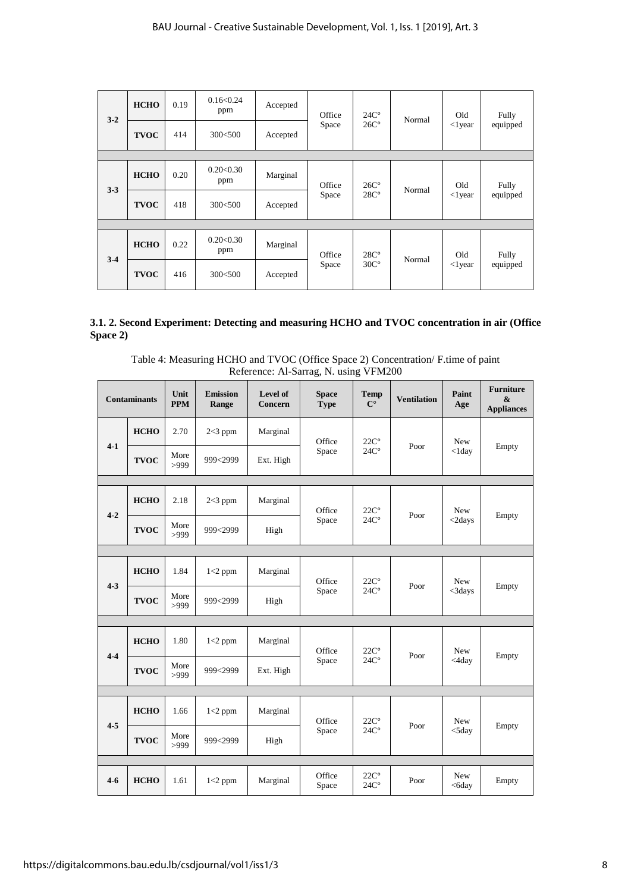| | | | | | | | | | |
|---|---|---|---|---|---|---|---|---|---|
| 3-2 | HCHO | 0.19 | 0.16<0.24 ppm | Accepted | Office Space | 24C° 26C° | Normal | Old <1year | Fully equipped |
| | TVOC | 414 | 300<500 | Accepted | | | | | |
| 3-3 | HCHO | 0.20 | 0.20<0.30 ppm | Marginal | Office Space | 26C° 28C° | Normal | Old <1year | Fully equipped |
| | TVOC | 418 | 300<500 | Accepted | | | | | |
| 3-4 | HCHO | 0.22 | 0.20<0.30 ppm | Marginal | Office Space | 28C° 30C° | Normal | Old <1year | Fully equipped |
| | TVOC | 416 | 300<500 | Accepted | | | | | |

#### 3.1. 2. Second Experiment: Detecting and measuring HCHO and TVOC concentration in air (Office Space 2)

Table 4: Measuring HCHO and TVOC (Office Space 2) Concentration/ F.time of paint
Reference: Al-Sarrag, N. using VFM200

| Contaminants | | Unit PPM | Emission Range | Level of Concern | Space Type | Temp C° | Ventilation | Paint Age | Furniture & Appliances |
|---|---|---|---|---|---|---|---|---|---|
| 4-1 | HCHO | 2.70 | 2<3 ppm | Marginal | Office Space | 22C° 24C° | Poor | New <1day | Empty |
| | TVOC | More >999 | 999<2999 | Ext. High | | | | | |
| 4-2 | HCHO | 2.18 | 2<3 ppm | Marginal | Office Space | 22C° 24C° | Poor | New <2days | Empty |
| | TVOC | More >999 | 999<2999 | High | | | | | |
| 4-3 | HCHO | 1.84 | 1<2 ppm | Marginal | Office Space | 22C° 24C° | Poor | New <3days | Empty |
| | TVOC | More >999 | 999<2999 | High | | | | | |
| 4-4 | HCHO | 1.80 | 1<2 ppm | Marginal | Office Space | 22C° 24C° | Poor | New <4day | Empty |
| | TVOC | More >999 | 999<2999 | Ext. High | | | | | |
| 4-5 | HCHO | 1.66 | 1<2 ppm | Marginal | Office Space | 22C° 24C° | Poor | New <5day | Empty |
| | TVOC | More >999 | 999<2999 | High | | | | | |
| 4-6 | HCHO | 1.61 | 1<2 ppm | Marginal | Office Space | 22C° 24C° | Poor | New <6day | Empty |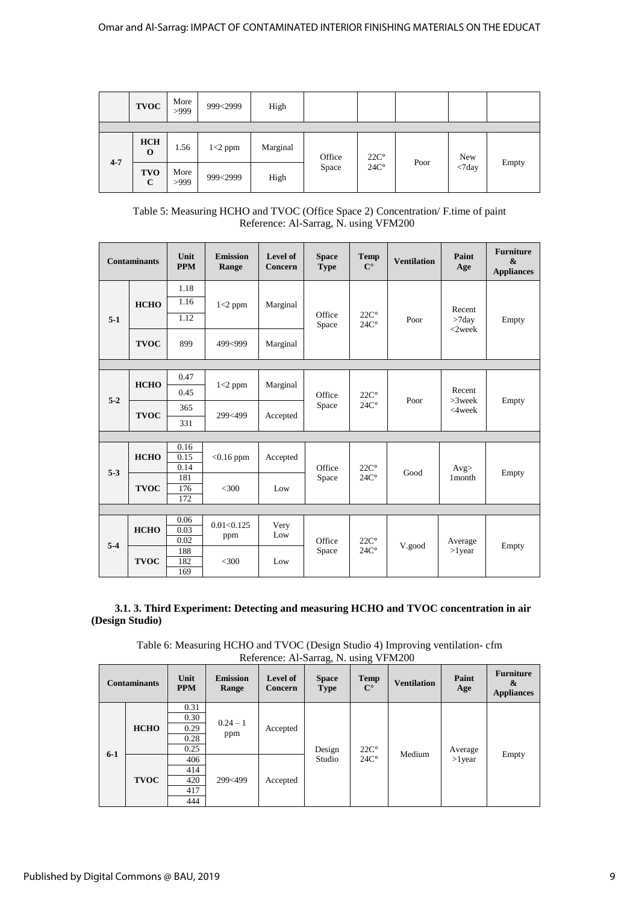| | TVOC | More >999 | 999<2999 | High | | | | | |
|---|---|---|---|---|---|---|---|---|---|
| 4-7 | HCHO | 1.56 | 1<2 ppm | Marginal | Office Space | 22C° 24C° | Poor | New <7day | Empty |
| | TVOC | More >999 | 999<2999 | High | | | | | |

Table 5: Measuring HCHO and TVOC (Office Space 2) Concentration/ F.time of paint
Reference: Al-Sarrag, N. using VFM200

| Contaminants | | Unit PPM | Emission Range | Level of Concern | Space Type | Temp C° | Ventilation | Paint Age | Furniture & Appliances |
|---|---|---|---|---|---|---|---|---|---|
| 5-1 | HCHO | 1.18 1.16 1.12 | 1<2 ppm | Marginal | Office Space | 22C° 24C° | Poor | Recent >7day <2week | Empty |
| | TVOC | 899 | 499<999 | Marginal | | | | | |
| 5-2 | HCHO | 0.47 0.45 | 1<2 ppm | Marginal | Office Space | 22C° 24C° | Poor | Recent >3week <4week | Empty |
| | TVOC | 365 331 | 299<499 | Accepted | | | | | |
| 5-3 | HCHO | 0.16 0.15 0.14 | <0.16 ppm | Accepted | Office Space | 22C° 24C° | Good | Avg> 1month | Empty |
| | TVOC | 181 176 172 | <300 | Low | | | | | |
| 5-4 | HCHO | 0.06 0.03 0.02 | 0.01<0.125 ppm | Very Low | Office Space | 22C° 24C° | V.good | Average >1year | Empty |
| | TVOC | 188 182 169 | <300 | Low | | | | | |

**3.1. 3. Third Experiment: Detecting and measuring HCHO and TVOC concentration in air (Design Studio)**

Table 6: Measuring HCHO and TVOC (Design Studio 4) Improving ventilation- cfm
Reference: Al-Sarrag, N. using VFM200

| Contaminants | | Unit PPM | Emission Range | Level of Concern | Space Type | Temp C° | Ventilation | Paint Age | Furniture & Appliances |
|---|---|---|---|---|---|---|---|---|---|
| 6-1 | HCHO | 0.31 0.30 0.29 0.28 0.25 | 0.24 – 1 ppm | Accepted | Design Studio | 22C° 24C° | Medium | Average >1year | Empty |
| | TVOC | 406 414 420 417 444 | 299<499 | Accepted | | | | | |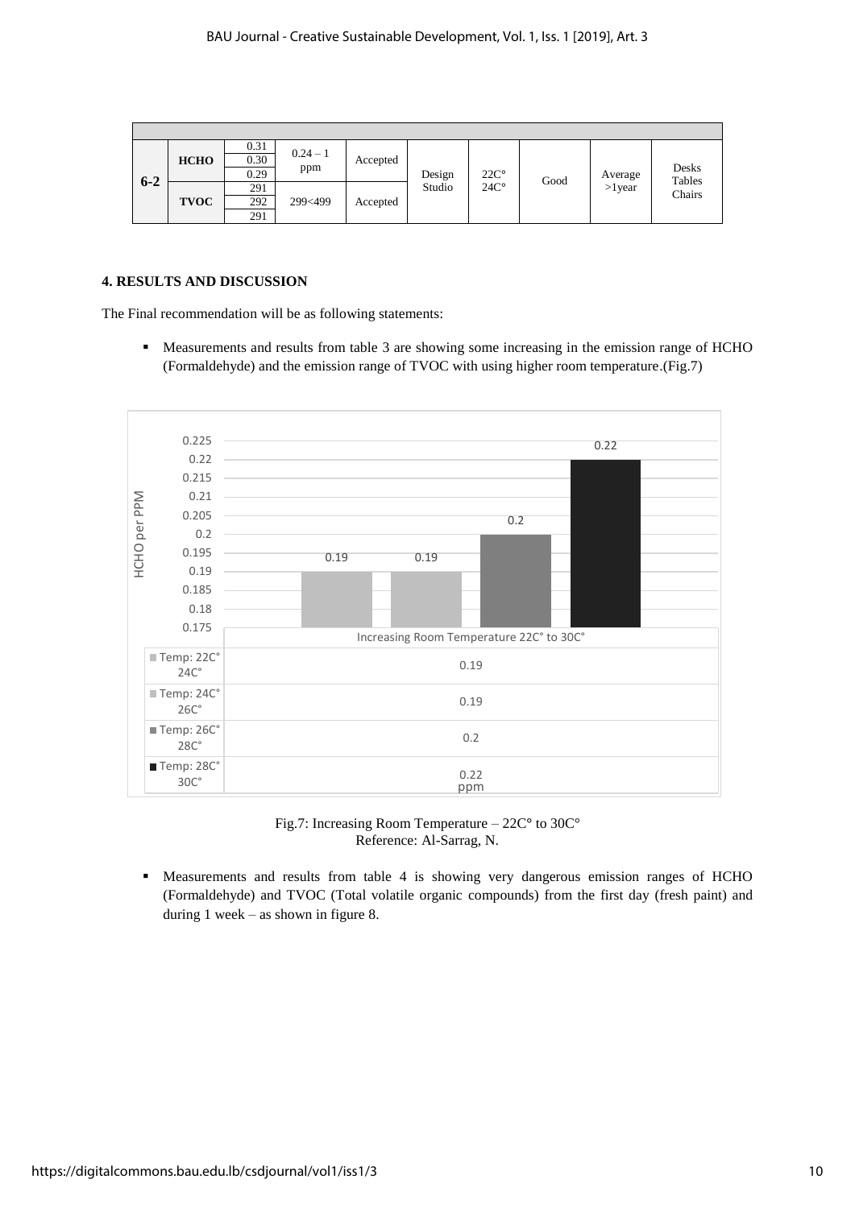| | | | | | | | | | |
|---|---|---|---|---|---|---|---|---|---|
| 6-2 | HCHO | 0.31 | 0.24 – 1 ppm | Accepted | Design Studio | 22C° 24C° | Good | Average >1year | Desks Tables Chairs |
| | | 0.30 | | | | | | | |
| | | 0.29 | | | | | | | |
| | TVOC | 291 | 299<499 | Accepted | | | | | |
| | | 292 | | | | | | | |
| | | 291 | | | | | | | |

## 4. RESULTS AND DISCUSSION

The Final recommendation will be as following statements:

- Measurements and results from table 3 are showing some increasing in the emission range of HCHO (Formaldehyde) and the emission range of TVOC with using higher room temperature.(Fig.7)

| Increasing Room Temperature 22C° to 30C° | HCHO per PPM |
|---|---|
| Temp: 22C° 24C° | 0.19 |
| Temp: 24C° 26C° | 0.19 |
| Temp: 26C° 28C° | 0.2 |
| Temp: 28C° 30C° | 0.22 |

Fig.7: Increasing Room Temperature – 22C° to 30C°
Reference: Al-Sarrag, N.

- Measurements and results from table 4 is showing very dangerous emission ranges of HCHO (Formaldehyde) and TVOC (Total volatile organic compounds) from the first day (fresh paint) and during 1 week – as shown in figure 8.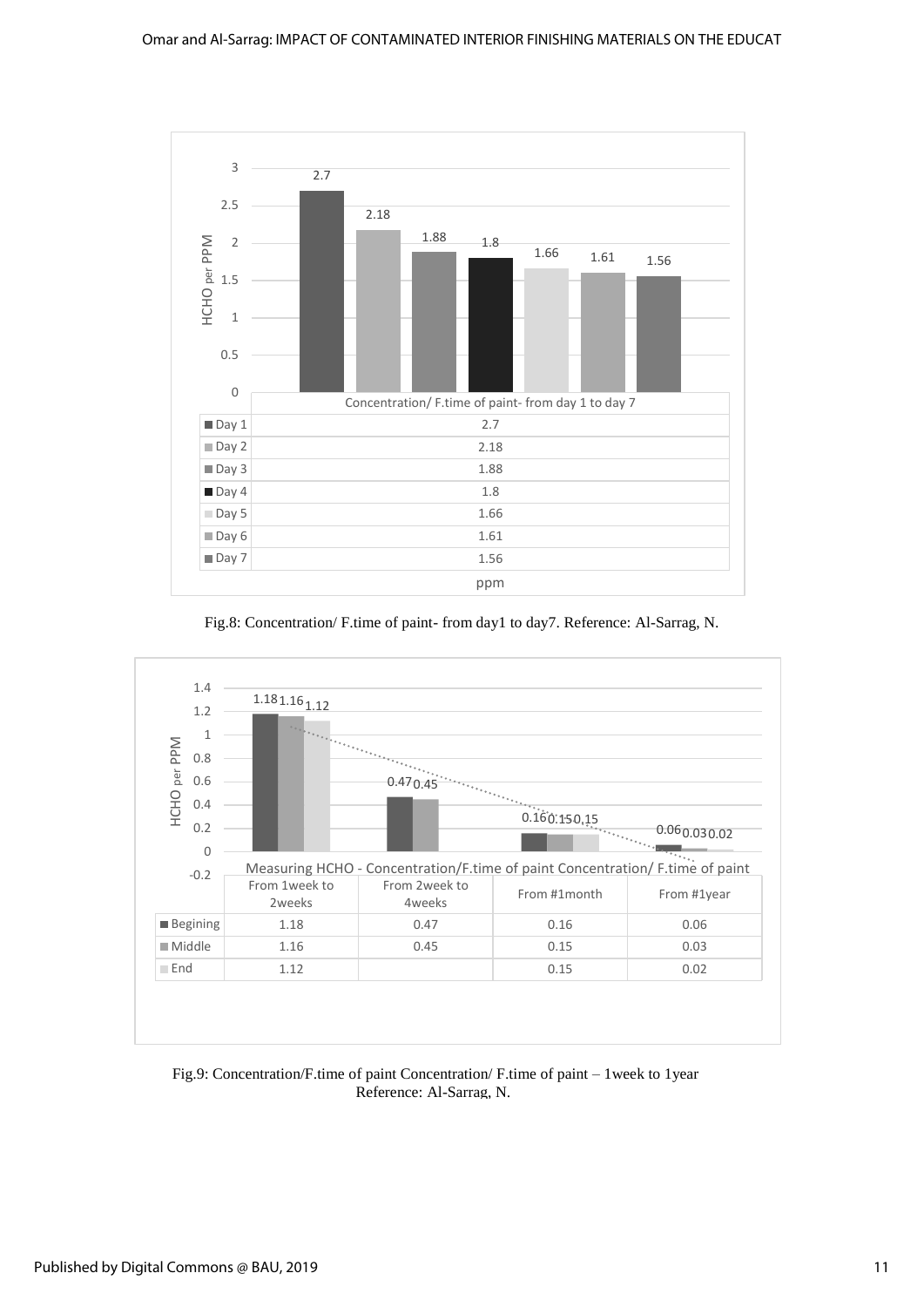| | Concentration/ F.time of paint- from day 1 to day 7 |
|---|---|
| Day 1 | 2.7 |
| Day 2 | 2.18 |
| Day 3 | 1.88 |
| Day 4 | 1.8 |
| Day 5 | 1.66 |
| Day 6 | 1.61 |
| Day 7 | 1.56 |
| | ppm |

Fig.8: Concentration/ F.time of paint- from day1 to day7. Reference: Al-Sarrag, N.

| | From 1week to 2weeks | From 2week to 4weeks | From #1month | From #1year |
|---|---|---|---|---|
| Begining | 1.18 | 0.47 | 0.16 | 0.06 |
| Middle | 1.16 | 0.45 | 0.15 | 0.03 |
| End | 1.12 | | 0.15 | 0.02 |

Fig.9: Concentration/F.time of paint Concentration/ F.time of paint – 1week to 1year
Reference: Al-Sarrag, N.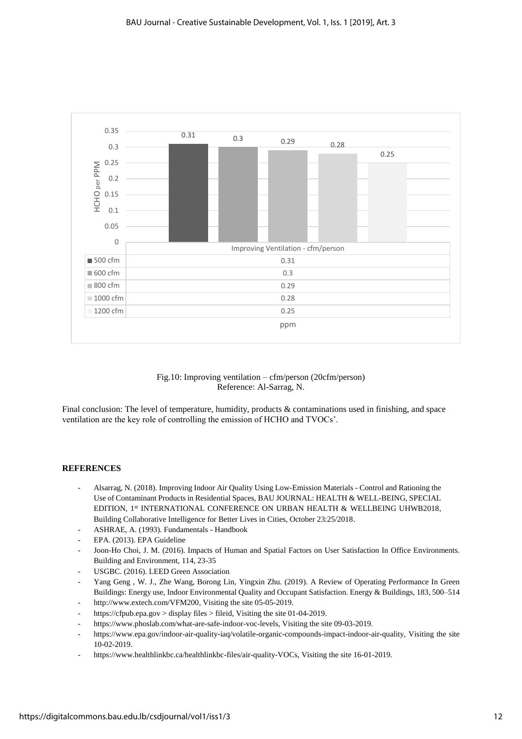| | Improving Ventilation - cfm/person |
|---|---|
| 500 cfm | 0.31 |
| 600 cfm | 0.3 |
| 800 cfm | 0.29 |
| 1000 cfm | 0.28 |
| 1200 cfm | 0.25 |
| | ppm |

Fig.10: Improving ventilation – cfm/person (20cfm/person)
Reference: Al-Sarrag, N.

Final conclusion: The level of temperature, humidity, products & contaminations used in finishing, and space ventilation are the key role of controlling the emission of HCHO and TVOCs'.

## REFERENCES

- Alsarrag, N. (2018). Improving Indoor Air Quality Using Low-Emission Materials - Control and Rationing the Use of Contaminant Products in Residential Spaces, BAU JOURNAL: HEALTH & WELL-BEING, SPECIAL EDITION, 1st INTERNATIONAL CONFERENCE ON URBAN HEALTH & WELLBEING UHWB2018, Building Collaborative Intelligence for Better Lives in Cities, October 23:25/2018.
- ASHRAE, A. (1993). Fundamentals - Handbook
- EPA. (2013). EPA Guideline
- Joon-Ho Choi, J. M. (2016). Impacts of Human and Spatial Factors on User Satisfaction In Office Environments. Building and Environment, 114, 23-35
- USGBC. (2016). LEED Green Association
- Yang Geng , W. J., Zhe Wang, Borong Lin, Yingxin Zhu. (2019). A Review of Operating Performance In Green Buildings: Energy use, Indoor Environmental Quality and Occupant Satisfaction. Energy & Buildings, 183, 500–514
- http://www.extech.com/VFM200, Visiting the site 05-05-2019.
- https://cfpub.epa.gov > display files > fileid, Visiting the site 01-04-2019.
- https://www.phoslab.com/what-are-safe-indoor-voc-levels, Visiting the site 09-03-2019.
- https://www.epa.gov/indoor-air-quality-iaq/volatile-organic-compounds-impact-indoor-air-quality, Visiting the site 10-02-2019.
- https://www.healthlinkbc.ca/healthlinkbc-files/air-quality-VOCs, Visiting the site 16-01-2019.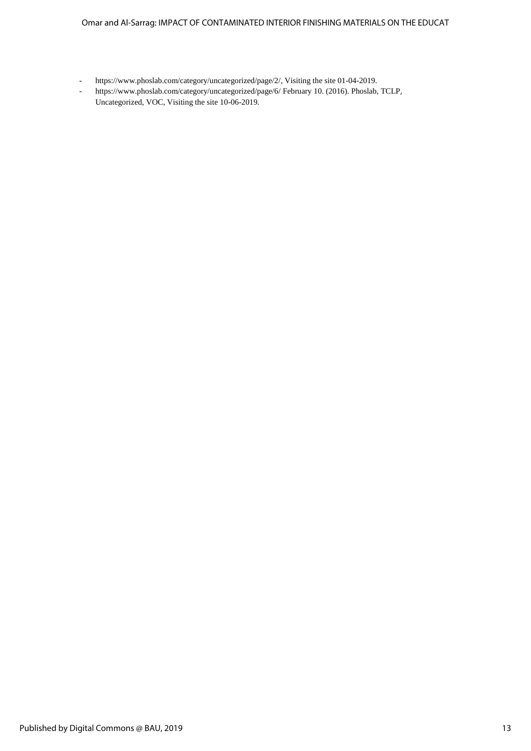- https://www.phoslab.com/category/uncategorized/page/2/, Visiting the site 01-04-2019.
- https://www.phoslab.com/category/uncategorized/page/6/ February 10. (2016). Phoslab, TCLP, Uncategorized, VOC, Visiting the site 10-06-2019.